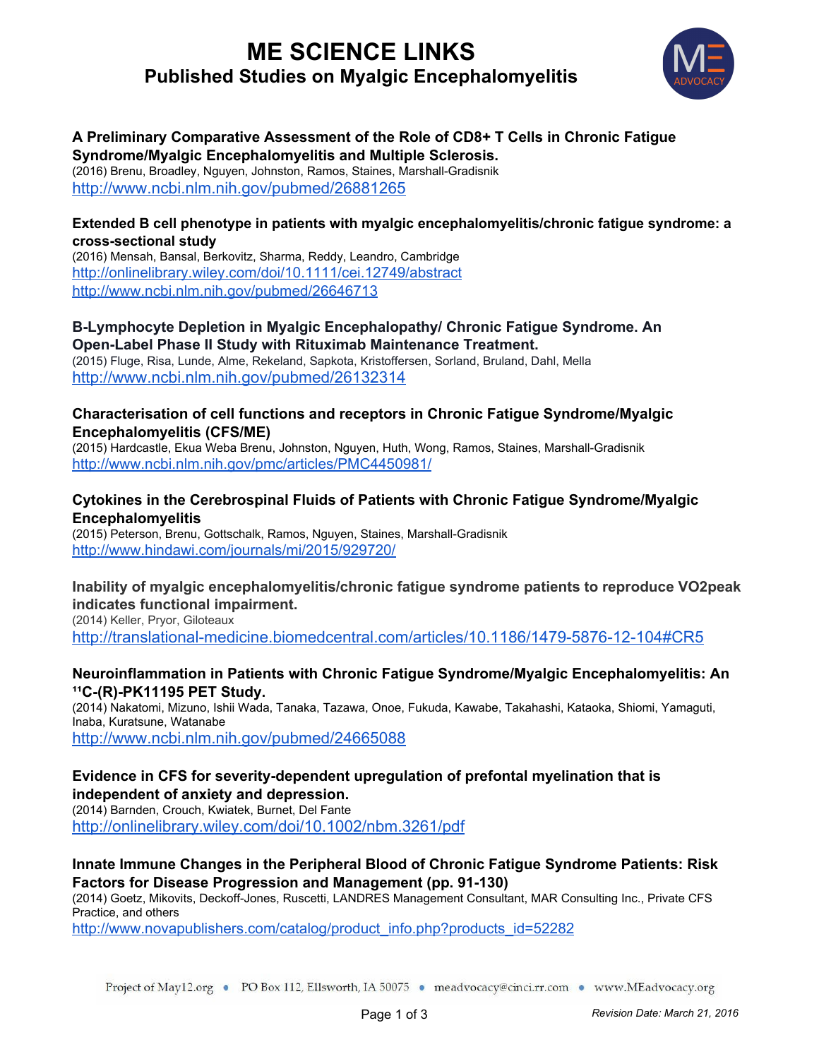# ME SCIENCE LINKS

## Published Studies on Myalgic Encephalomyelitis

**A Preliminary Comparative Assessment of the Role of CD8+ T Cells in Chronic Fatigue Syndrome/Myalgic Encephalomyelitis and Multiple Sclerosis.**
(2016) Brenu, Broadley, Nguyen, Johnston, Ramos, Staines, Marshall-Gradisnik
http://www.ncbi.nlm.nih.gov/pubmed/26881265

**Extended B cell phenotype in patients with myalgic encephalomyelitis/chronic fatigue syndrome: a cross-sectional study**
(2016) Mensah, Bansal, Berkovitz, Sharma, Reddy, Leandro, Cambridge
http://onlinelibrary.wiley.com/doi/10.1111/cei.12749/abstract
http://www.ncbi.nlm.nih.gov/pubmed/26646713

**B-Lymphocyte Depletion in Myalgic Encephalopathy/ Chronic Fatigue Syndrome. An Open-Label Phase II Study with Rituximab Maintenance Treatment.**
(2015) Fluge, Risa, Lunde, Alme, Rekeland, Sapkota, Kristoffersen, Sorland, Bruland, Dahl, Mella
http://www.ncbi.nlm.nih.gov/pubmed/26132314

**Characterisation of cell functions and receptors in Chronic Fatigue Syndrome/Myalgic Encephalomyelitis (CFS/ME)**
(2015) Hardcastle, Ekua Weba Brenu, Johnston, Nguyen, Huth, Wong, Ramos, Staines, Marshall-Gradisnik
http://www.ncbi.nlm.nih.gov/pmc/articles/PMC4450981/

**Cytokines in the Cerebrospinal Fluids of Patients with Chronic Fatigue Syndrome/Myalgic Encephalomyelitis**
(2015) Peterson, Brenu, Gottschalk, Ramos, Nguyen, Staines, Marshall-Gradisnik
http://www.hindawi.com/journals/mi/2015/929720/

**Inability of myalgic encephalomyelitis/chronic fatigue syndrome patients to reproduce VO2peak indicates functional impairment.**
(2014) Keller, Pryor, Giloteaux
http://translational-medicine.biomedcentral.com/articles/10.1186/1479-5876-12-104#CR5

**Neuroinflammation in Patients with Chronic Fatigue Syndrome/Myalgic Encephalomyelitis: An $^{11}$C-(R)-PK11195 PET Study.**
(2014) Nakatomi, Mizuno, Ishii Wada, Tanaka, Tazawa, Onoe, Fukuda, Kawabe, Takahashi, Kataoka, Shiomi, Yamaguti, Inaba, Kuratsune, Watanabe
http://www.ncbi.nlm.nih.gov/pubmed/24665088

**Evidence in CFS for severity-dependent upregulation of prefontal myelination that is independent of anxiety and depression.**
(2014) Barnden, Crouch, Kwiatek, Burnet, Del Fante
http://onlinelibrary.wiley.com/doi/10.1002/nbm.3261/pdf

**Innate Immune Changes in the Peripheral Blood of Chronic Fatigue Syndrome Patients: Risk Factors for Disease Progression and Management (pp. 91-130)**
(2014) Goetz, Mikovits, Deckoff-Jones, Ruscetti, LANDRES Management Consultant, MAR Consulting Inc., Private CFS Practice, and others
http://www.novapublishers.com/catalog/product_info.php?products_id=52282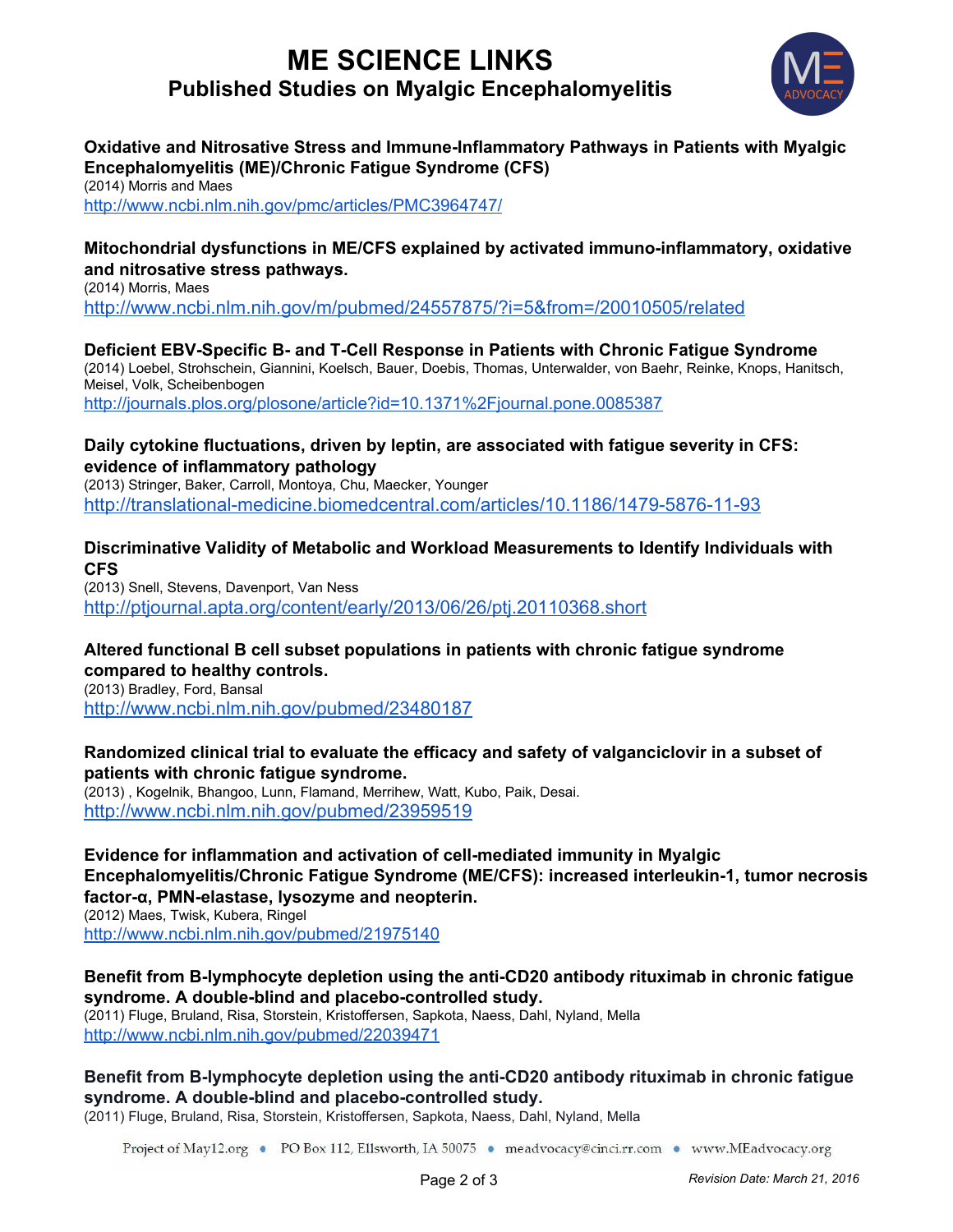# ME SCIENCE LINKS

## Published Studies on Myalgic Encephalomyelitis

**Oxidative and Nitrosative Stress and Immune-Inflammatory Pathways in Patients with Myalgic Encephalomyelitis (ME)/Chronic Fatigue Syndrome (CFS)**
(2014) Morris and Maes
http://www.ncbi.nlm.nih.gov/pmc/articles/PMC3964747/

**Mitochondrial dysfunctions in ME/CFS explained by activated immuno-inflammatory, oxidative and nitrosative stress pathways.**
(2014) Morris, Maes
http://www.ncbi.nlm.nih.gov/m/pubmed/24557875/?i=5&from=/20010505/related

**Deficient EBV-Specific B- and T-Cell Response in Patients with Chronic Fatigue Syndrome**
(2014) Loebel, Strohschein, Giannini, Koelsch, Bauer, Doebis, Thomas, Unterwalder, von Baehr, Reinke, Knops, Hanitsch, Meisel, Volk, Scheibenbogen
http://journals.plos.org/plosone/article?id=10.1371%2Fjournal.pone.0085387

**Daily cytokine fluctuations, driven by leptin, are associated with fatigue severity in CFS: evidence of inflammatory pathology**
(2013) Stringer, Baker, Carroll, Montoya, Chu, Maecker, Younger
http://translational-medicine.biomedcentral.com/articles/10.1186/1479-5876-11-93

**Discriminative Validity of Metabolic and Workload Measurements to Identify Individuals with CFS**
(2013) Snell, Stevens, Davenport, Van Ness
http://ptjournal.apta.org/content/early/2013/06/26/ptj.20110368.short

**Altered functional B cell subset populations in patients with chronic fatigue syndrome compared to healthy controls.**
(2013) Bradley, Ford, Bansal
http://www.ncbi.nlm.nih.gov/pubmed/23480187

**Randomized clinical trial to evaluate the efficacy and safety of valganciclovir in a subset of patients with chronic fatigue syndrome.**
(2013) , Kogelnik, Bhangoo, Lunn, Flamand, Merrihew, Watt, Kubo, Paik, Desai.
http://www.ncbi.nlm.nih.gov/pubmed/23959519

**Evidence for inflammation and activation of cell-mediated immunity in Myalgic Encephalomyelitis/Chronic Fatigue Syndrome (ME/CFS): increased interleukin-1, tumor necrosis factor-α, PMN-elastase, lysozyme and neopterin.**
(2012) Maes, Twisk, Kubera, Ringel
http://www.ncbi.nlm.nih.gov/pubmed/21975140

**Benefit from B-lymphocyte depletion using the anti-CD20 antibody rituximab in chronic fatigue syndrome. A double-blind and placebo-controlled study.**
(2011) Fluge, Bruland, Risa, Storstein, Kristoffersen, Sapkota, Naess, Dahl, Nyland, Mella
http://www.ncbi.nlm.nih.gov/pubmed/22039471

**Benefit from B-lymphocyte depletion using the anti-CD20 antibody rituximab in chronic fatigue syndrome. A double-blind and placebo-controlled study.**
(2011) Fluge, Bruland, Risa, Storstein, Kristoffersen, Sapkota, Naess, Dahl, Nyland, Mella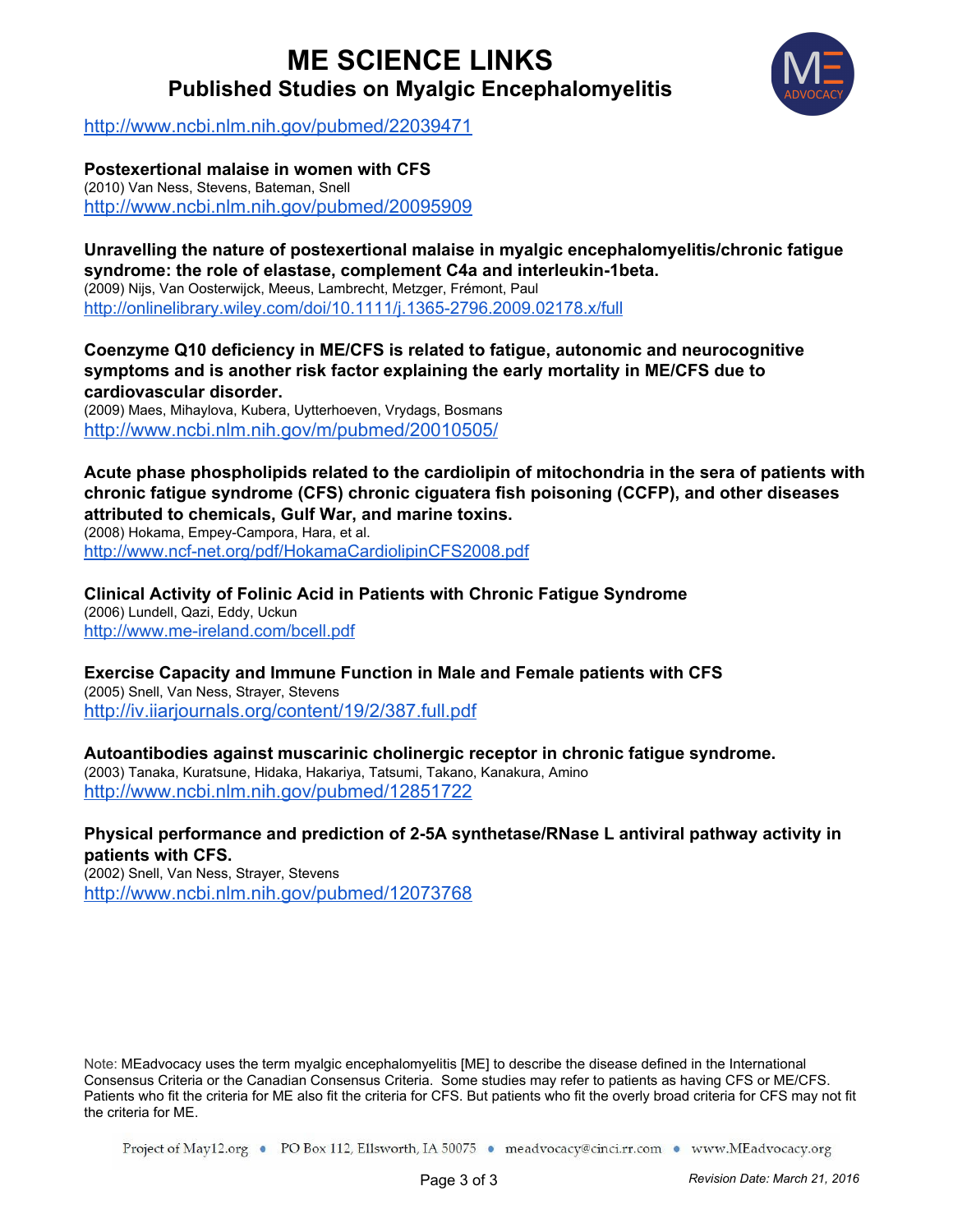http://www.ncbi.nlm.nih.gov/pubmed/22039471

**Postexertional malaise in women with CFS**
(2010) Van Ness, Stevens, Bateman, Snell
http://www.ncbi.nlm.nih.gov/pubmed/20095909

**Unravelling the nature of postexertional malaise in myalgic encephalomyelitis/chronic fatigue syndrome: the role of elastase, complement C4a and interleukin-1beta.**
(2009) Nijs, Van Oosterwijck, Meeus, Lambrecht, Metzger, Frémont, Paul
http://onlinelibrary.wiley.com/doi/10.1111/j.1365-2796.2009.02178.x/full

**Coenzyme Q10 deficiency in ME/CFS is related to fatigue, autonomic and neurocognitive symptoms and is another risk factor explaining the early mortality in ME/CFS due to cardiovascular disorder.**
(2009) Maes, Mihaylova, Kubera, Uytterhoeven, Vrydags, Bosmans
http://www.ncbi.nlm.nih.gov/m/pubmed/20010505/

**Acute phase phospholipids related to the cardiolipin of mitochondria in the sera of patients with chronic fatigue syndrome (CFS) chronic ciguatera fish poisoning (CCFP), and other diseases attributed to chemicals, Gulf War, and marine toxins.**
(2008) Hokama, Empey-Campora, Hara, et al.
http://www.ncf-net.org/pdf/HokamaCardiolipinCFS2008.pdf

**Clinical Activity of Folinic Acid in Patients with Chronic Fatigue Syndrome**
(2006) Lundell, Qazi, Eddy, Uckun
http://www.me-ireland.com/bcell.pdf

**Exercise Capacity and Immune Function in Male and Female patients with CFS**
(2005) Snell, Van Ness, Strayer, Stevens
http://iv.iiarjournals.org/content/19/2/387.full.pdf

**Autoantibodies against muscarinic cholinergic receptor in chronic fatigue syndrome.**
(2003) Tanaka, Kuratsune, Hidaka, Hakariya, Tatsumi, Takano, Kanakura, Amino
http://www.ncbi.nlm.nih.gov/pubmed/12851722

**Physical performance and prediction of 2-5A synthetase/RNase L antiviral pathway activity in patients with CFS.**
(2002) Snell, Van Ness, Strayer, Stevens
http://www.ncbi.nlm.nih.gov/pubmed/12073768

Note: MEadvocacy uses the term myalgic encephalomyelitis [ME] to describe the disease defined in the International Consensus Criteria or the Canadian Consensus Criteria. Some studies may refer to patients as having CFS or ME/CFS. Patients who fit the criteria for ME also fit the criteria for CFS. But patients who fit the overly broad criteria for CFS may not fit the criteria for ME.

Project of May12.org • PO Box 112, Ellsworth, IA 50075 • meadvocacy@cinci.rr.com • www.MEadvocacy.org

*Revision Date: March 21, 2016*